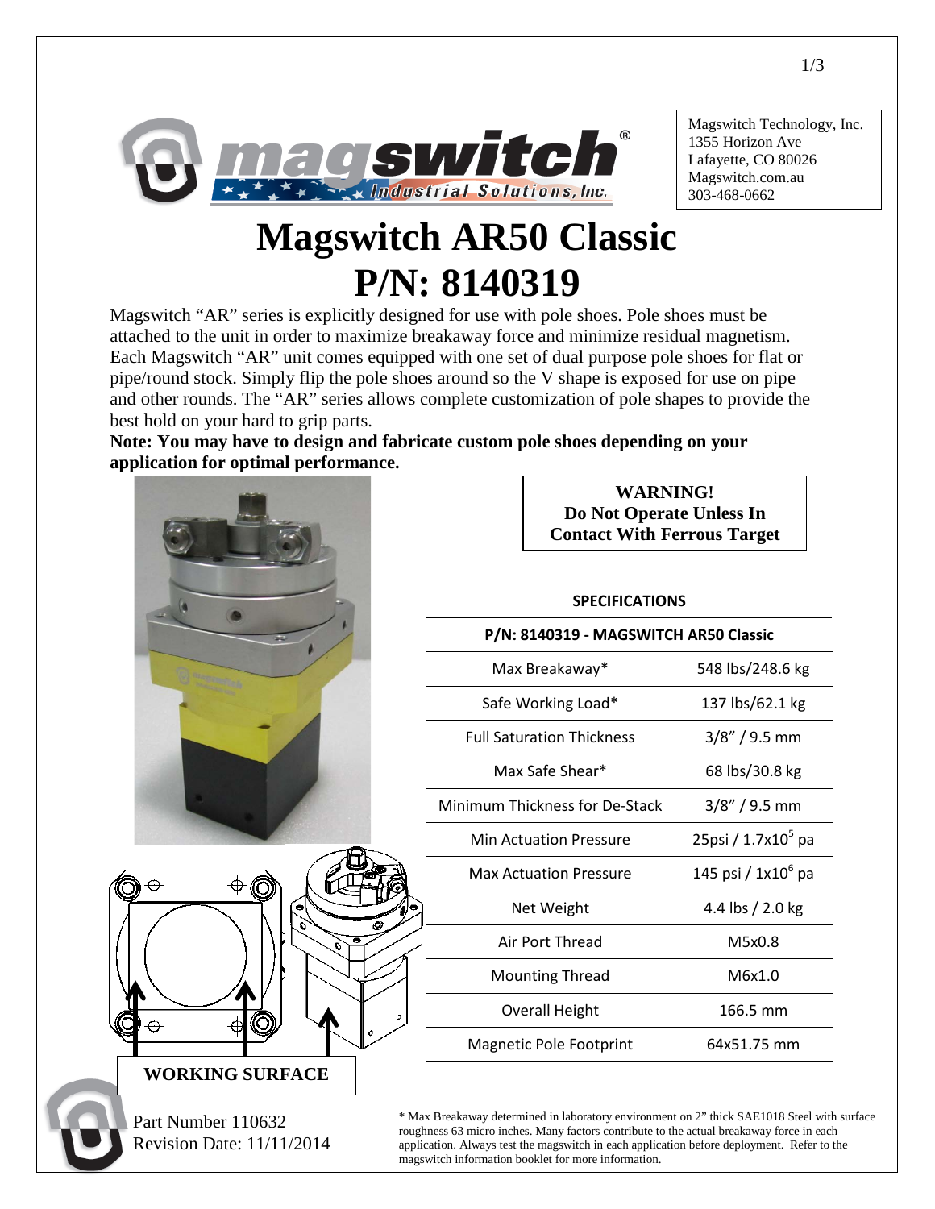Magswitch Technology, Inc.
1355 Horizon Ave
Lafayette, CO 80026
Magswitch.com.au
303-468-0662

# Magswitch AR50 Classic
# P/N: 8140319

Magswitch "AR" series is explicitly designed for use with pole shoes. Pole shoes must be attached to the unit in order to maximize breakaway force and minimize residual magnetism. Each Magswitch "AR" unit comes equipped with one set of dual purpose pole shoes for flat or pipe/round stock. Simply flip the pole shoes around so the V shape is exposed for use on pipe and other rounds. The "AR" series allows complete customization of pole shapes to provide the best hold on your hard to grip parts.

**Note: You may have to design and fabricate custom pole shoes depending on your application for optimal performance.**

**WARNING!**
**Do Not Operate Unless In Contact With Ferrous Target**

| SPECIFICATIONS | |
|---|---|
| P/N: 8140319 - MAGSWITCH AR50 Classic | |
| Max Breakaway* | 548 lbs/248.6 kg |
| Safe Working Load* | 137 lbs/62.1 kg |
| Full Saturation Thickness | 3/8" / 9.5 mm |
| Max Safe Shear* | 68 lbs/30.8 kg |
| Minimum Thickness for De-Stack | 3/8" / 9.5 mm |
| Min Actuation Pressure | 25psi / $1.7 \times 10^5$ pa |
| Max Actuation Pressure | 145 psi / $1 \times 10^6$ pa |
| Net Weight | 4.4 lbs / 2.0 kg |
| Air Port Thread | M5x0.8 |
| Mounting Thread | M6x1.0 |
| Overall Height | 166.5 mm |
| Magnetic Pole Footprint | 64x51.75 mm |

**WORKING SURFACE**

\* Max Breakaway determined in laboratory environment on 2" thick SAE1018 Steel with surface roughness 63 micro inches. Many factors contribute to the actual breakaway force in each application. Always test the magswitch in each application before deployment. Refer to the magswitch information booklet for more information.

Part Number 110632
Revision Date: 11/11/2014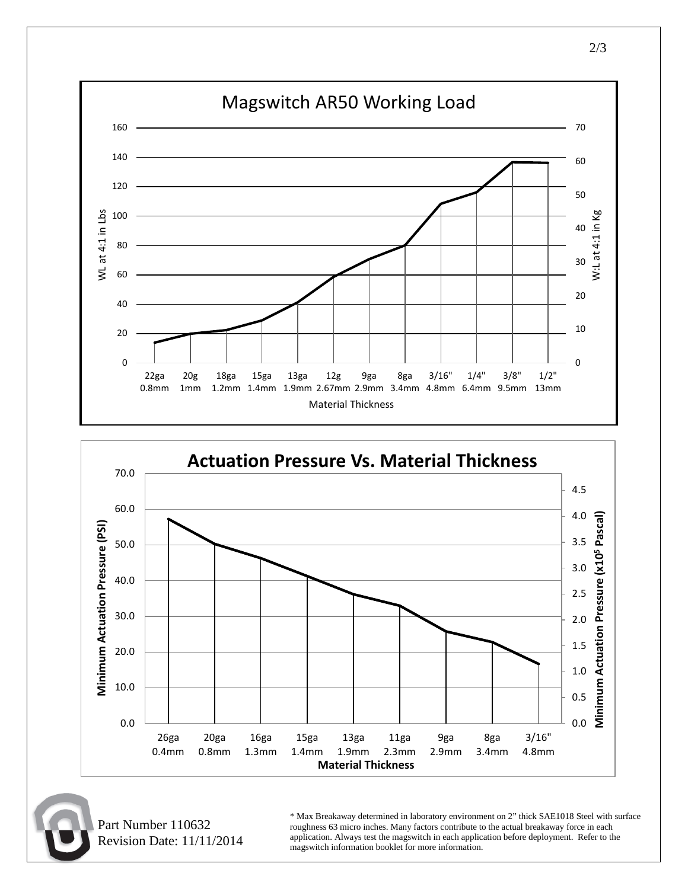## Magswitch AR50 Working Load

WL at 4:1 in Lbs (left axis: 0–160); W:L at 4:1 in Kg (right axis: 0–70)

Material Thickness: 22ga 0.8mm, 20g 1mm, 18ga 1.2mm, 15ga 1.4mm, 13ga 1.9mm, 12g 2.67mm, 9ga 2.9mm, 8ga 3.4mm, 3/16" 4.8mm, 1/4" 6.4mm, 3/8" 9.5mm, 1/2" 13mm

## Actuation Pressure Vs. Material Thickness

Minimum Actuation Pressure (PSI) (left axis: 0.0–70.0); Minimum Actuation Pressure ($x10^5$ Pascal) (right axis: 0.0–4.5)

Material Thickness: 26ga 0.4mm, 20ga 0.8mm, 16ga 1.3mm, 15ga 1.4mm, 13ga 1.9mm, 11ga 2.3mm, 9ga 2.9mm, 8ga 3.4mm, 3/16" 4.8mm

Part Number 110632
Revision Date: 11/11/2014

* Max Breakaway determined in laboratory environment on 2" thick SAE1018 Steel with surface roughness 63 micro inches. Many factors contribute to the actual breakaway force in each application. Always test the magswitch in each application before deployment. Refer to the magswitch information booklet for more information.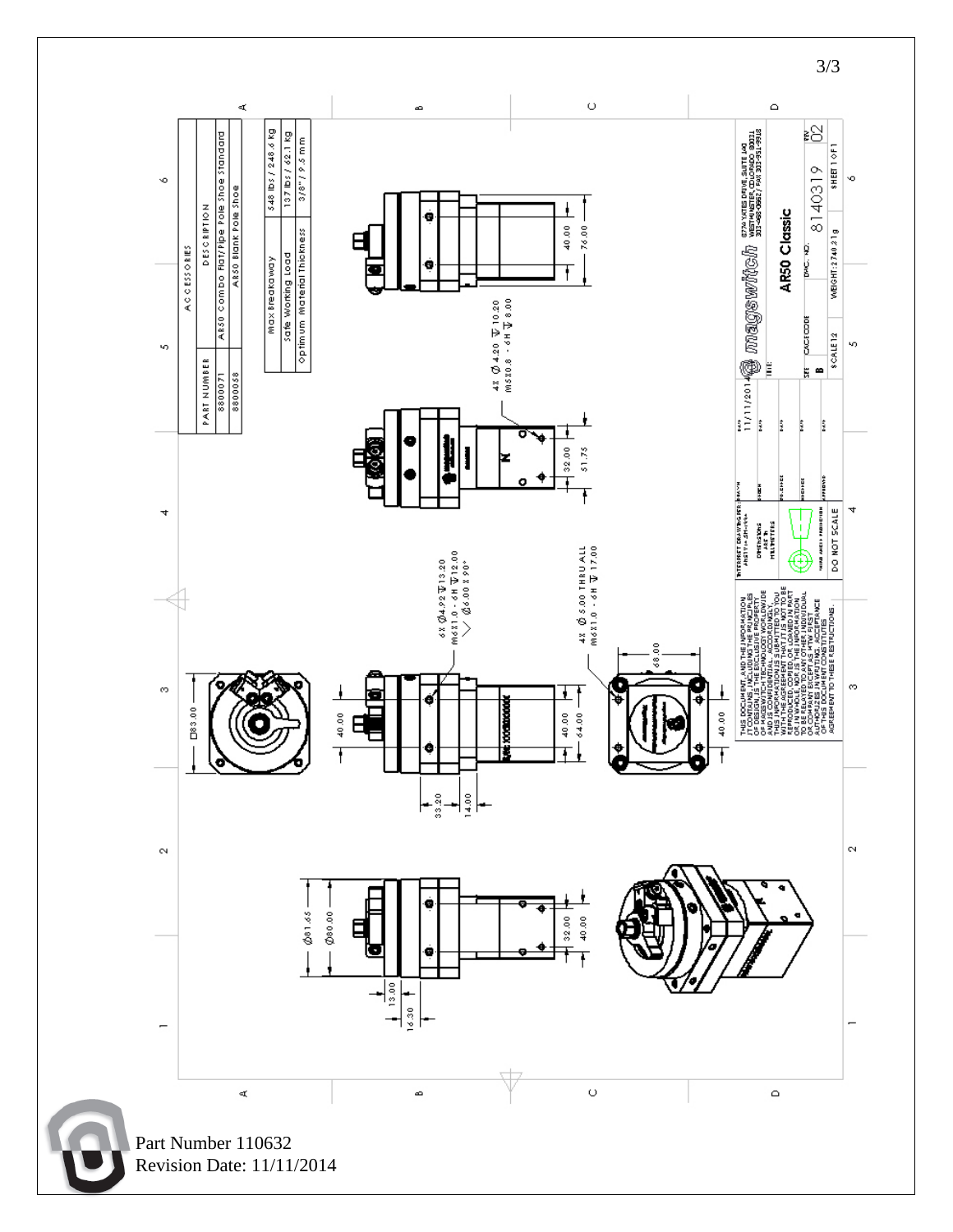## ACCESSORIES

| PART NUMBER | DESCRIPTION |
|---|---|
| 8800071 | AR50 Combo Flat/Pipe Pole Shoe Standard |
| 8800058 | AR50 Blank Pole Shoe |

| | |
|---|---|
| Max Breakaway | 548 lbs / 248.6 kg |
| Safe Working Load | 137 lbs / 62.1 kg |
| Optimum Material Thickness | 3/8" / 9.5 mm |

4X Ø 4.20 ↧ 10.20
M5X0.8 - 6H ↧ 8.00

6X Ø4.92 ↧ 13.20
M6X1.0 - 6H ↧ 12.00
Ø6.00 X 90°

4X Ø 5.00 THRU ALL
M6X1.0 - 6H ↧ 17.00

□83.00

40.00
76.00
32.00
51.75
40.00
64.00
68.00
33.20
14.00
Ø81.65
Ø80.00
13.00
16.30

THIS DOCUMENT, AND THE INFORMATION IT CONTAINS, INCLUDING THE PRINCIPLES OF DESIGN, IS THE EXCLUSIVE PROPERTY OF MAGSWITCH TECHNOLOGY WORLDWIDE AND IS CONFIDENTIAL ACCORDINGLY. THIS INFORMATION IS SUBMITTED TO YOU WITH THE AGREEMENT THAT IT IS NOT TO BE REPRODUCED, COPIED, OR LOANED IN PART OR IN WHOLE, NOR IS THE INFORMATION TO BE RELAYED TO ANY OTHER INDIVIDUAL OR COMPANY EXCEPT AS MTW FIRST AUTHORIZES IN WRITING. ACCEPTANCE OF THIS DOCUMENT CONSTITUTES AGREEMENT TO THESE RESTRICTIONS.

INTERPRET DRAWING PER: ANSI Y14.5M-1994
DIMENSIONS ARE IN MILLIMETERS
THIRD ANGLE PROJECTION
DO NOT SCALE

DRAWN DATE 11/11/2014

magswitch
8774 YATES DRIVE, SUITE 140
WESTMINSTER, COLORADO 80031
303-468-0662 / FAX 303-951-9918

TITLE: AR50 Classic

SIZE: B
DWG. NO. 8140319
REV 02
SCALE 1:2
WEIGHT: 2740.21g
SHEET 1 OF 1

Part Number 110632
Revision Date: 11/11/2014